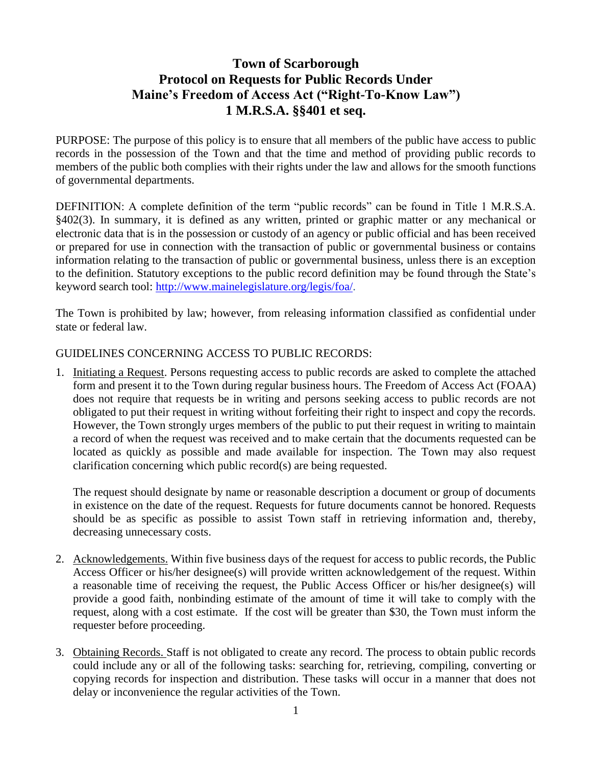# Town of Scarborough
# Protocol on Requests for Public Records Under Maine's Freedom of Access Act ("Right-To-Know Law") 1 M.R.S.A. §§401 et seq.

PURPOSE: The purpose of this policy is to ensure that all members of the public have access to public records in the possession of the Town and that the time and method of providing public records to members of the public both complies with their rights under the law and allows for the smooth functions of governmental departments.

DEFINITION: A complete definition of the term "public records" can be found in Title 1 M.R.S.A. §402(3). In summary, it is defined as any written, printed or graphic matter or any mechanical or electronic data that is in the possession or custody of an agency or public official and has been received or prepared for use in connection with the transaction of public or governmental business or contains information relating to the transaction of public or governmental business, unless there is an exception to the definition. Statutory exceptions to the public record definition may be found through the State's keyword search tool: http://www.mainelegislature.org/legis/foa/.

The Town is prohibited by law; however, from releasing information classified as confidential under state or federal law.

GUIDELINES CONCERNING ACCESS TO PUBLIC RECORDS:

1. Initiating a Request. Persons requesting access to public records are asked to complete the attached form and present it to the Town during regular business hours. The Freedom of Access Act (FOAA) does not require that requests be in writing and persons seeking access to public records are not obligated to put their request in writing without forfeiting their right to inspect and copy the records. However, the Town strongly urges members of the public to put their request in writing to maintain a record of when the request was received and to make certain that the documents requested can be located as quickly as possible and made available for inspection. The Town may also request clarification concerning which public record(s) are being requested.

   The request should designate by name or reasonable description a document or group of documents in existence on the date of the request. Requests for future documents cannot be honored. Requests should be as specific as possible to assist Town staff in retrieving information and, thereby, decreasing unnecessary costs.

2. Acknowledgements. Within five business days of the request for access to public records, the Public Access Officer or his/her designee(s) will provide written acknowledgement of the request. Within a reasonable time of receiving the request, the Public Access Officer or his/her designee(s) will provide a good faith, nonbinding estimate of the amount of time it will take to comply with the request, along with a cost estimate. If the cost will be greater than $30, the Town must inform the requester before proceeding.

3. Obtaining Records. Staff is not obligated to create any record. The process to obtain public records could include any or all of the following tasks: searching for, retrieving, compiling, converting or copying records for inspection and distribution. These tasks will occur in a manner that does not delay or inconvenience the regular activities of the Town.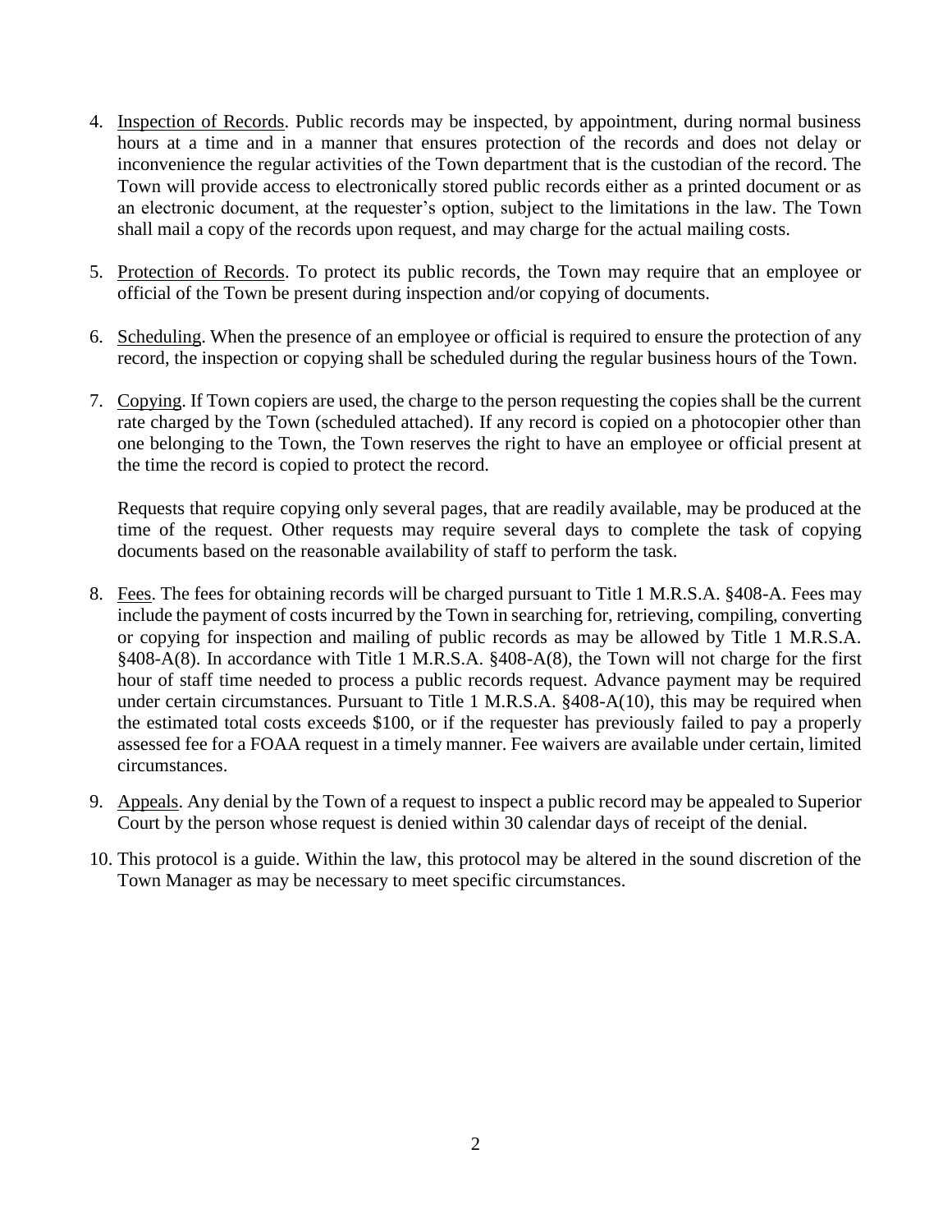4. <u>Inspection of Records</u>. Public records may be inspected, by appointment, during normal business hours at a time and in a manner that ensures protection of the records and does not delay or inconvenience the regular activities of the Town department that is the custodian of the record. The Town will provide access to electronically stored public records either as a printed document or as an electronic document, at the requester's option, subject to the limitations in the law. The Town shall mail a copy of the records upon request, and may charge for the actual mailing costs.

5. <u>Protection of Records</u>. To protect its public records, the Town may require that an employee or official of the Town be present during inspection and/or copying of documents.

6. <u>Scheduling</u>. When the presence of an employee or official is required to ensure the protection of any record, the inspection or copying shall be scheduled during the regular business hours of the Town.

7. <u>Copying</u>. If Town copiers are used, the charge to the person requesting the copies shall be the current rate charged by the Town (scheduled attached). If any record is copied on a photocopier other than one belonging to the Town, the Town reserves the right to have an employee or official present at the time the record is copied to protect the record.

   Requests that require copying only several pages, that are readily available, may be produced at the time of the request. Other requests may require several days to complete the task of copying documents based on the reasonable availability of staff to perform the task.

8. <u>Fees</u>. The fees for obtaining records will be charged pursuant to Title 1 M.R.S.A. §408-A. Fees may include the payment of costs incurred by the Town in searching for, retrieving, compiling, converting or copying for inspection and mailing of public records as may be allowed by Title 1 M.R.S.A. §408-A(8). In accordance with Title 1 M.R.S.A. §408-A(8), the Town will not charge for the first hour of staff time needed to process a public records request. Advance payment may be required under certain circumstances. Pursuant to Title 1 M.R.S.A. §408-A(10), this may be required when the estimated total costs exceeds $100, or if the requester has previously failed to pay a properly assessed fee for a FOAA request in a timely manner. Fee waivers are available under certain, limited circumstances.

9. <u>Appeals</u>. Any denial by the Town of a request to inspect a public record may be appealed to Superior Court by the person whose request is denied within 30 calendar days of receipt of the denial.

10. This protocol is a guide. Within the law, this protocol may be altered in the sound discretion of the Town Manager as may be necessary to meet specific circumstances.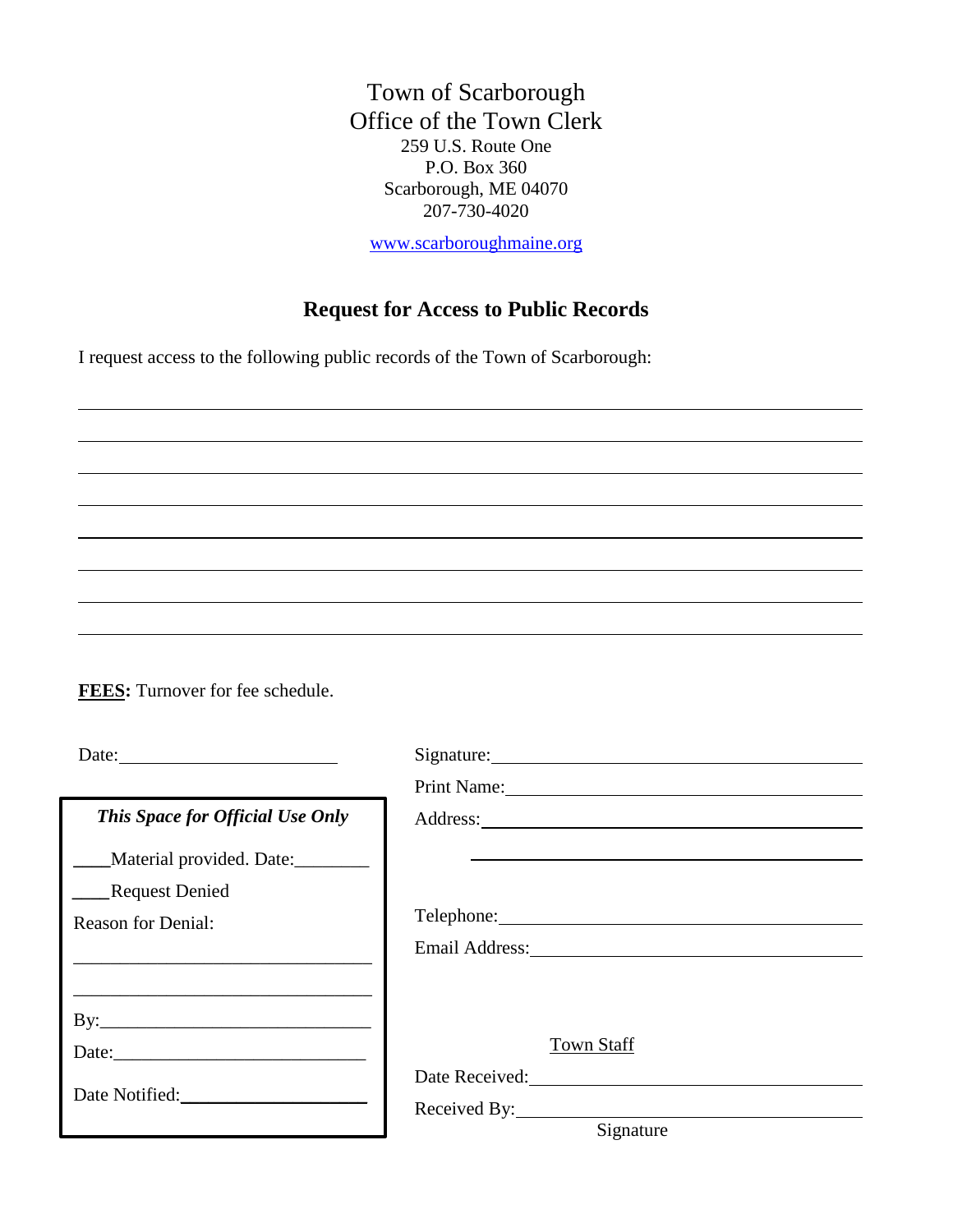Town of Scarborough
Office of the Town Clerk
259 U.S. Route One
P.O. Box 360
Scarborough, ME 04070
207-730-4020

www.scarboroughmaine.org

## Request for Access to Public Records

I request access to the following public records of the Town of Scarborough:

________________________________________________________________________________

________________________________________________________________________________

________________________________________________________________________________

________________________________________________________________________________

________________________________________________________________________________

________________________________________________________________________________

________________________________________________________________________________

________________________________________________________________________________

**FEES:** Turnover for fee schedule.

Date:________________________

Signature:________________________________________

Print Name:________________________________________

Address:________________________________________

________________________________________

Telephone:________________________________________

Email Address:________________________________________

***This Space for Official Use Only***

____Material provided. Date:________

____Request Denied

Reason for Denial:

________________________________

________________________________

By:______________________________

Date:____________________________

Date Notified:____________________

Town Staff

Date Received:________________________________________

Received By:________________________________________
Signature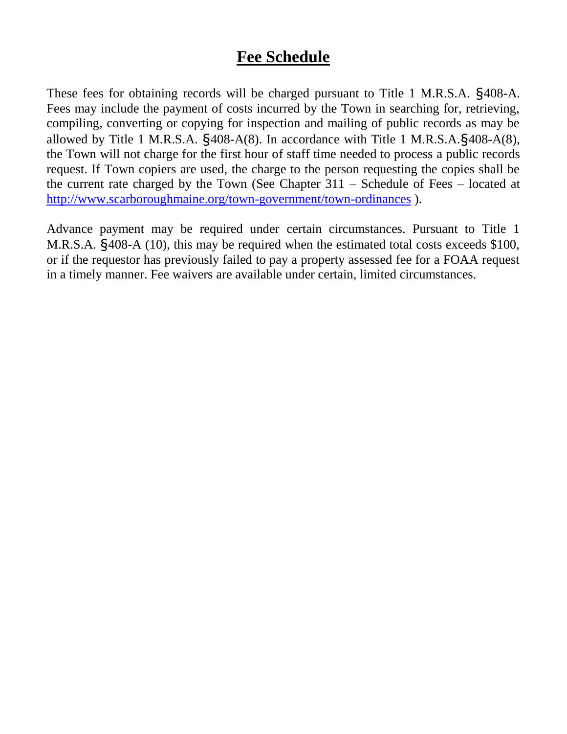# **Fee Schedule**

These fees for obtaining records will be charged pursuant to Title 1 M.R.S.A. §408-A. Fees may include the payment of costs incurred by the Town in searching for, retrieving, compiling, converting or copying for inspection and mailing of public records as may be allowed by Title 1 M.R.S.A. §408-A(8). In accordance with Title 1 M.R.S.A.§408-A(8), the Town will not charge for the first hour of staff time needed to process a public records request. If Town copiers are used, the charge to the person requesting the copies shall be the current rate charged by the Town (See Chapter 311 – Schedule of Fees – located at [http://www.scarboroughmaine.org/town-government/town-ordinances](http://www.scarboroughmaine.org/town-government/town-ordinances) ).

Advance payment may be required under certain circumstances. Pursuant to Title 1 M.R.S.A. §408-A (10), this may be required when the estimated total costs exceeds $100, or if the requestor has previously failed to pay a property assessed fee for a FOAA request in a timely manner. Fee waivers are available under certain, limited circumstances.